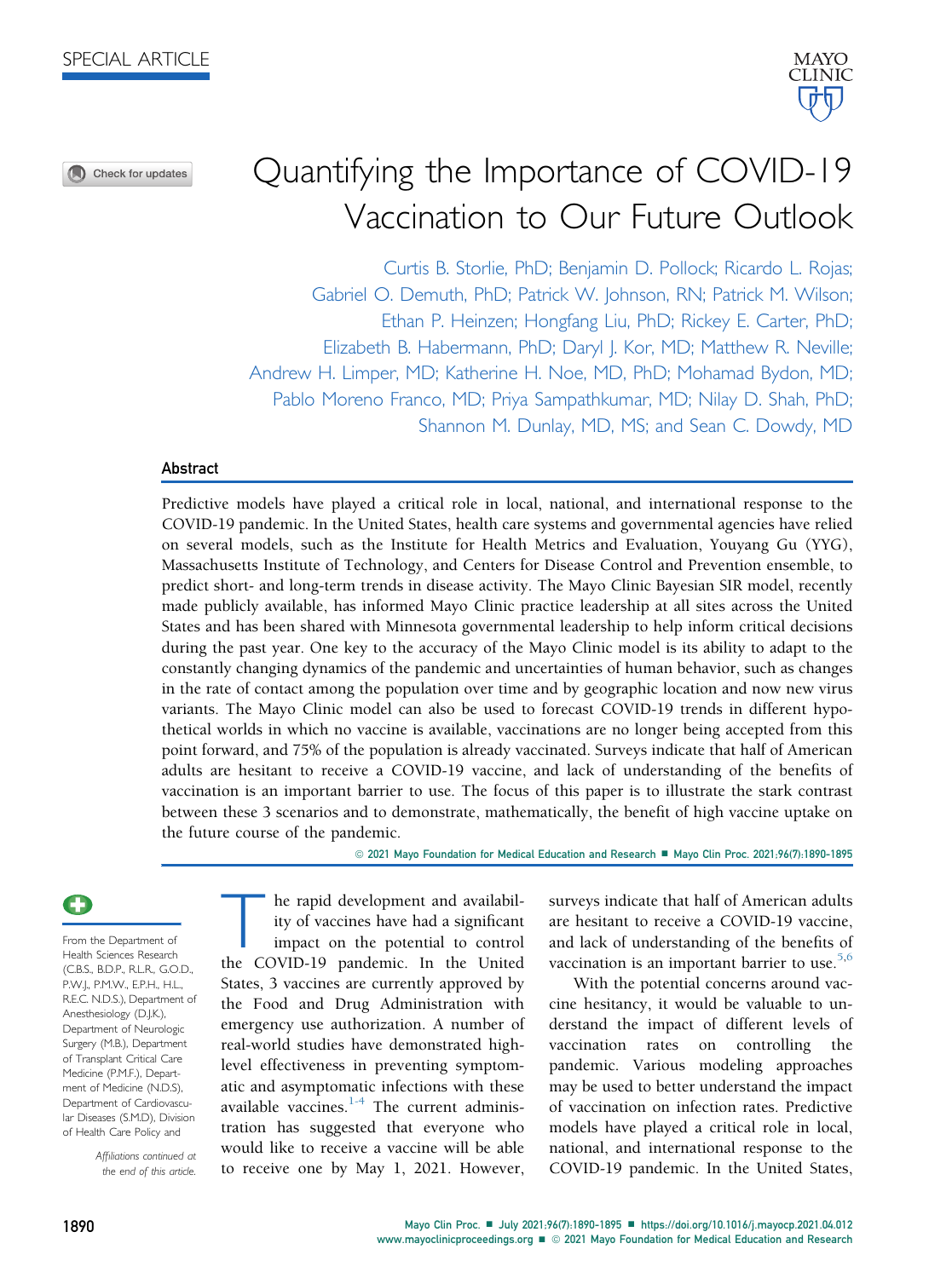SPECIAL ARTICLE

# Quantifying the Importance of COVID-19 Vaccination to Our Future Outlook

Curtis B. Storlie, PhD; Benjamin D. Pollock; Ricardo L. Rojas; Gabriel O. Demuth, PhD; Patrick W. Johnson, RN; Patrick M. Wilson; Ethan P. Heinzen; Hongfang Liu, PhD; Rickey E. Carter, PhD; Elizabeth B. Habermann, PhD; Daryl J. Kor, MD; Matthew R. Neville; Andrew H. Limper, MD; Katherine H. Noe, MD, PhD; Mohamad Bydon, MD; Pablo Moreno Franco, MD; Priya Sampathkumar, MD; Nilay D. Shah, PhD; Shannon M. Dunlay, MD, MS; and Sean C. Dowdy, MD

## Abstract

Predictive models have played a critical role in local, national, and international response to the COVID-19 pandemic. In the United States, health care systems and governmental agencies have relied on several models, such as the Institute for Health Metrics and Evaluation, Youyang Gu (YYG), Massachusetts Institute of Technology, and Centers for Disease Control and Prevention ensemble, to predict short- and long-term trends in disease activity. The Mayo Clinic Bayesian SIR model, recently made publicly available, has informed Mayo Clinic practice leadership at all sites across the United States and has been shared with Minnesota governmental leadership to help inform critical decisions during the past year. One key to the accuracy of the Mayo Clinic model is its ability to adapt to the constantly changing dynamics of the pandemic and uncertainties of human behavior, such as changes in the rate of contact among the population over time and by geographic location and now new virus variants. The Mayo Clinic model can also be used to forecast COVID-19 trends in different hypothetical worlds in which no vaccine is available, vaccinations are no longer being accepted from this point forward, and 75% of the population is already vaccinated. Surveys indicate that half of American adults are hesitant to receive a COVID-19 vaccine, and lack of understanding of the benefits of vaccination is an important barrier to use. The focus of this paper is to illustrate the stark contrast between these 3 scenarios and to demonstrate, mathematically, the benefit of high vaccine uptake on the future course of the pandemic.

© 2021 Mayo Foundation for Medical Education and Research ■ Mayo Clin Proc. 2021;96(7):1890-1895

From the Department of Health Sciences Research (C.B.S., B.D.P., R.L.R., G.O.D., P.W.J., P.M.W., E.P.H., H.L., R.E.C. N.D.S.), Department of Anesthesiology (D.J.K.), Department of Neurologic Surgery (M.B.), Department of Transplant Critical Care Medicine (P.M.F.), Department of Medicine (N.D.S), Department of Cardiovascular Diseases (S.M.D), Division of Health Care Policy and

*Affiliations continued at the end of this article.*

The rapid development and availability of vaccines have had a significant impact on the potential to control the COVID-19 pandemic. In the United States, 3 vaccines are currently approved by the Food and Drug Administration with emergency use authorization. A number of real-world studies have demonstrated high-level effectiveness in preventing symptomatic and asymptomatic infections with these available vaccines.[1-4] The current administration has suggested that everyone who would like to receive a vaccine will be able to receive one by May 1, 2021. However, surveys indicate that half of American adults are hesitant to receive a COVID-19 vaccine, and lack of understanding of the benefits of vaccination is an important barrier to use.[5,6]

With the potential concerns around vaccine hesitancy, it would be valuable to understand the impact of different levels of vaccination rates on controlling the pandemic. Various modeling approaches may be used to better understand the impact of vaccination on infection rates. Predictive models have played a critical role in local, national, and international response to the COVID-19 pandemic. In the United States,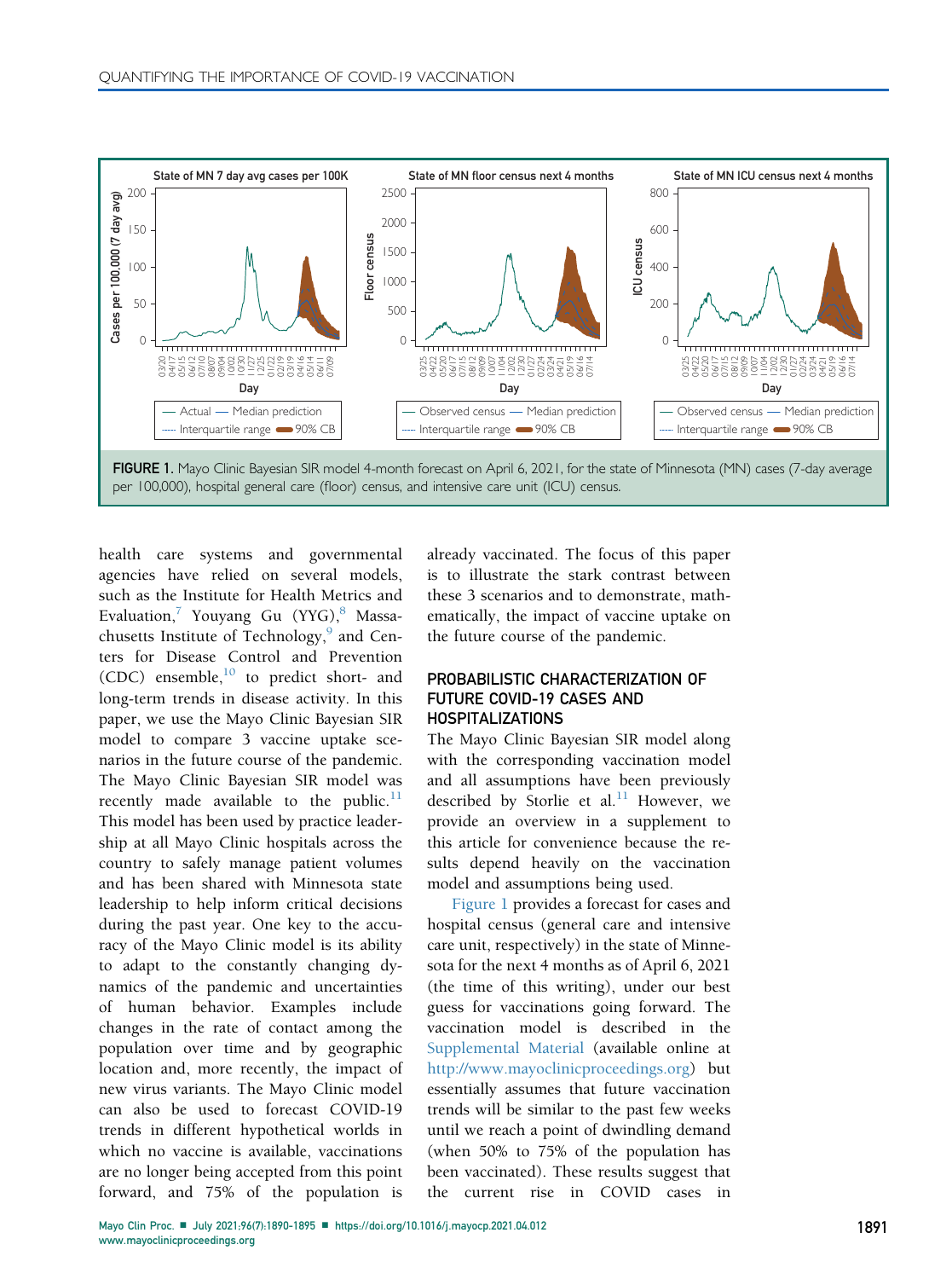FIGURE 1. Mayo Clinic Bayesian SIR model 4-month forecast on April 6, 2021, for the state of Minnesota (MN) cases (7-day average per 100,000), hospital general care (floor) census, and intensive care unit (ICU) census.

health care systems and governmental agencies have relied on several models, such as the Institute for Health Metrics and Evaluation,[7] Youyang Gu (YYG),[8] Massachusetts Institute of Technology,[9] and Centers for Disease Control and Prevention (CDC) ensemble,[10] to predict short- and long-term trends in disease activity. In this paper, we use the Mayo Clinic Bayesian SIR model to compare 3 vaccine uptake scenarios in the future course of the pandemic. The Mayo Clinic Bayesian SIR model was recently made available to the public.[11] This model has been used by practice leadership at all Mayo Clinic hospitals across the country to safely manage patient volumes and has been shared with Minnesota state leadership to help inform critical decisions during the past year. One key to the accuracy of the Mayo Clinic model is its ability to adapt to the constantly changing dynamics of the pandemic and uncertainties of human behavior. Examples include changes in the rate of contact among the population over time and by geographic location and, more recently, the impact of new virus variants. The Mayo Clinic model can also be used to forecast COVID-19 trends in different hypothetical worlds in which no vaccine is available, vaccinations are no longer being accepted from this point forward, and 75% of the population is already vaccinated. The focus of this paper is to illustrate the stark contrast between these 3 scenarios and to demonstrate, mathematically, the impact of vaccine uptake on the future course of the pandemic.

## PROBABILISTIC CHARACTERIZATION OF FUTURE COVID-19 CASES AND HOSPITALIZATIONS

The Mayo Clinic Bayesian SIR model along with the corresponding vaccination model and all assumptions have been previously described by Storlie et al.[11] However, we provide an overview in a supplement to this article for convenience because the results depend heavily on the vaccination model and assumptions being used.

Figure 1 provides a forecast for cases and hospital census (general care and intensive care unit, respectively) in the state of Minnesota for the next 4 months as of April 6, 2021 (the time of this writing), under our best guess for vaccinations going forward. The vaccination model is described in the Supplemental Material (available online at http://www.mayoclinicproceedings.org) but essentially assumes that future vaccination trends will be similar to the past few weeks until we reach a point of dwindling demand (when 50% to 75% of the population has been vaccinated). These results suggest that the current rise in COVID cases in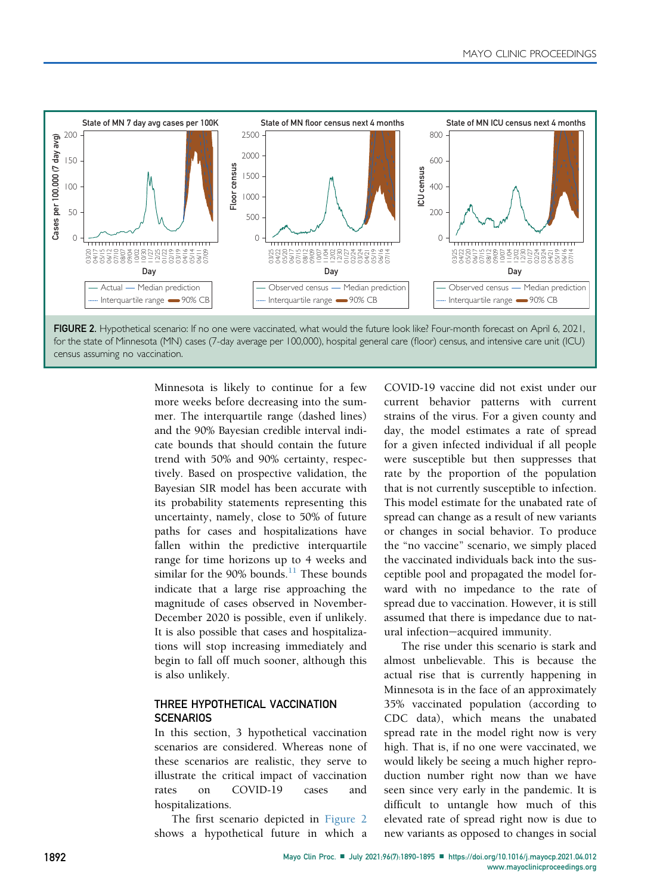FIGURE 2. Hypothetical scenario: If no one were vaccinated, what would the future look like? Four-month forecast on April 6, 2021, for the state of Minnesota (MN) cases (7-day average per 100,000), hospital general care (floor) census, and intensive care unit (ICU) census assuming no vaccination.

Minnesota is likely to continue for a few more weeks before decreasing into the summer. The interquartile range (dashed lines) and the 90% Bayesian credible interval indicate bounds that should contain the future trend with 50% and 90% certainty, respectively. Based on prospective validation, the Bayesian SIR model has been accurate with its probability statements representing this uncertainty, namely, close to 50% of future paths for cases and hospitalizations have fallen within the predictive interquartile range for time horizons up to 4 weeks and similar for the 90% bounds.[11] These bounds indicate that a large rise approaching the magnitude of cases observed in November-December 2020 is possible, even if unlikely. It is also possible that cases and hospitalizations will stop increasing immediately and begin to fall off much sooner, although this is also unlikely.

## THREE HYPOTHETICAL VACCINATION SCENARIOS

In this section, 3 hypothetical vaccination scenarios are considered. Whereas none of these scenarios are realistic, they serve to illustrate the critical impact of vaccination rates on COVID-19 cases and hospitalizations.

The first scenario depicted in Figure 2 shows a hypothetical future in which a COVID-19 vaccine did not exist under our current behavior patterns with current strains of the virus. For a given county and day, the model estimates a rate of spread for a given infected individual if all people were susceptible but then suppresses that rate by the proportion of the population that is not currently susceptible to infection. This model estimate for the unabated rate of spread can change as a result of new variants or changes in social behavior. To produce the "no vaccine" scenario, we simply placed the vaccinated individuals back into the susceptible pool and propagated the model forward with no impedance to the rate of spread due to vaccination. However, it is still assumed that there is impedance due to natural infection–acquired immunity.

The rise under this scenario is stark and almost unbelievable. This is because the actual rise that is currently happening in Minnesota is in the face of an approximately 35% vaccinated population (according to CDC data), which means the unabated spread rate in the model right now is very high. That is, if no one were vaccinated, we would likely be seeing a much higher reproduction number right now than we have seen since very early in the pandemic. It is difficult to untangle how much of this elevated rate of spread right now is due to new variants as opposed to changes in social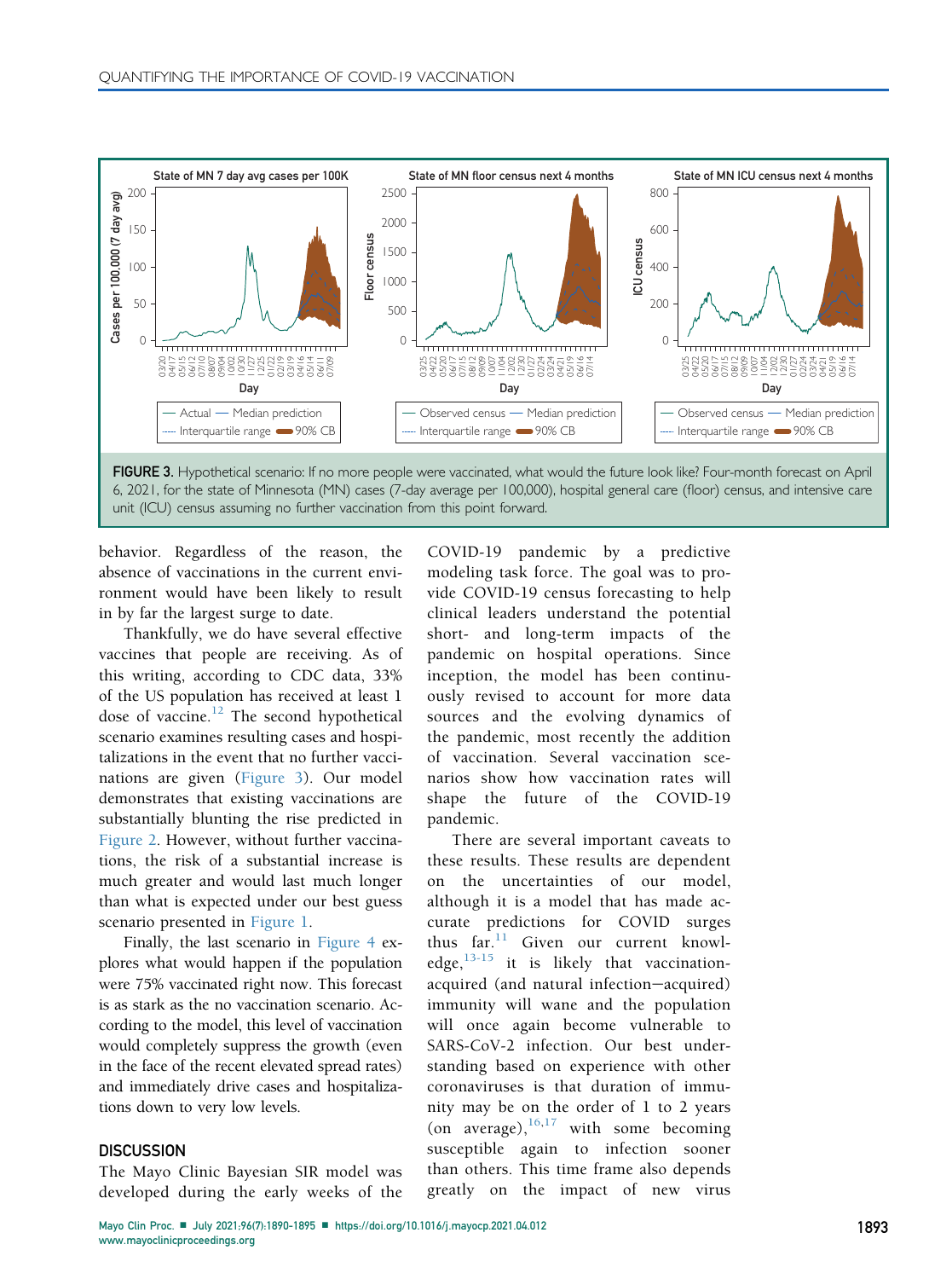FIGURE 3. Hypothetical scenario: If no more people were vaccinated, what would the future look like? Four-month forecast on April 6, 2021, for the state of Minnesota (MN) cases (7-day average per 100,000), hospital general care (floor) census, and intensive care unit (ICU) census assuming no further vaccination from this point forward.

behavior. Regardless of the reason, the absence of vaccinations in the current environment would have been likely to result in by far the largest surge to date.

Thankfully, we do have several effective vaccines that people are receiving. As of this writing, according to CDC data, 33% of the US population has received at least 1 dose of vaccine.[12] The second hypothetical scenario examines resulting cases and hospitalizations in the event that no further vaccinations are given (Figure 3). Our model demonstrates that existing vaccinations are substantially blunting the rise predicted in Figure 2. However, without further vaccinations, the risk of a substantial increase is much greater and would last much longer than what is expected under our best guess scenario presented in Figure 1.

Finally, the last scenario in Figure 4 explores what would happen if the population were 75% vaccinated right now. This forecast is as stark as the no vaccination scenario. According to the model, this level of vaccination would completely suppress the growth (even in the face of the recent elevated spread rates) and immediately drive cases and hospitalizations down to very low levels.

## DISCUSSION

The Mayo Clinic Bayesian SIR model was developed during the early weeks of the COVID-19 pandemic by a predictive modeling task force. The goal was to provide COVID-19 census forecasting to help clinical leaders understand the potential short- and long-term impacts of the pandemic on hospital operations. Since inception, the model has been continuously revised to account for more data sources and the evolving dynamics of the pandemic, most recently the addition of vaccination. Several vaccination scenarios show how vaccination rates will shape the future of the COVID-19 pandemic.

There are several important caveats to these results. These results are dependent on the uncertainties of our model, although it is a model that has made accurate predictions for COVID surges thus far.[11] Given our current knowledge,[13-15] it is likely that vaccination-acquired (and natural infection−acquired) immunity will wane and the population will once again become vulnerable to SARS-CoV-2 infection. Our best understanding based on experience with other coronaviruses is that duration of immunity may be on the order of 1 to 2 years (on average),[16,17] with some becoming susceptible again to infection sooner than others. This time frame also depends greatly on the impact of new virus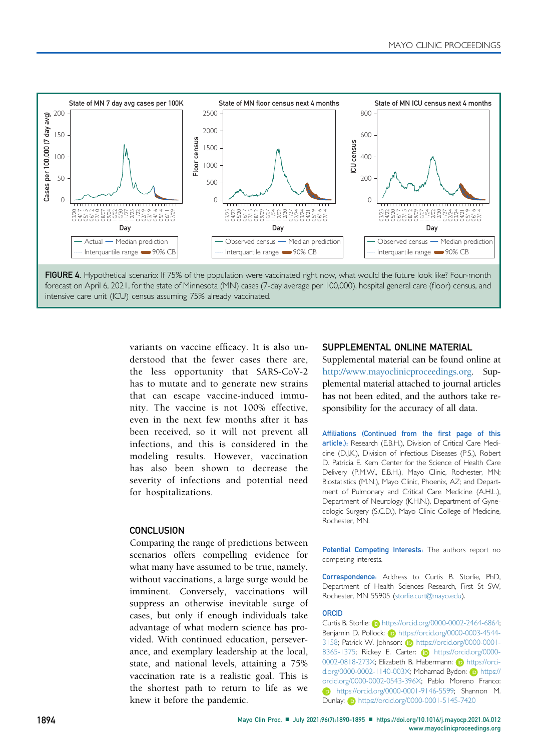FIGURE 4. Hypothetical scenario: If 75% of the population were vaccinated right now, what would the future look like? Four-month forecast on April 6, 2021, for the state of Minnesota (MN) cases (7-day average per 100,000), hospital general care (floor) census, and intensive care unit (ICU) census assuming 75% already vaccinated.

variants on vaccine efficacy. It is also understood that the fewer cases there are, the less opportunity that SARS-CoV-2 has to mutate and to generate new strains that can escape vaccine-induced immunity. The vaccine is not 100% effective, even in the next few months after it has been received, so it will not prevent all infections, and this is considered in the modeling results. However, vaccination has also been shown to decrease the severity of infections and potential need for hospitalizations.

## CONCLUSION

Comparing the range of predictions between scenarios offers compelling evidence for what many have assumed to be true, namely, without vaccinations, a large surge would be imminent. Conversely, vaccinations will suppress an otherwise inevitable surge of cases, but only if enough individuals take advantage of what modern science has provided. With continued education, perseverance, and exemplary leadership at the local, state, and national levels, attaining a 75% vaccination rate is a realistic goal. This is the shortest path to return to life as we knew it before the pandemic.

## SUPPLEMENTAL ONLINE MATERIAL

Supplemental material can be found online at http://www.mayoclinicproceedings.org. Supplemental material attached to journal articles has not been edited, and the authors take responsibility for the accuracy of all data.

**Affiliations (Continued from the first page of this article.):** Research (E.B.H.), Division of Critical Care Medicine (D.J.K.), Division of Infectious Diseases (P.S.), Robert D. Patricia E. Kern Center for the Science of Health Care Delivery (P.M.W., E.B.H.), Mayo Clinic, Rochester, MN; Biostatistics (M.N.), Mayo Clinic, Phoenix, AZ; and Department of Pulmonary and Critical Care Medicine (A.H.L.), Department of Neurology (K.H.N.), Department of Gynecologic Surgery (S.C.D.), Mayo Clinic College of Medicine, Rochester, MN.

**Potential Competing Interests:** The authors report no competing interests.

**Correspondence:** Address to Curtis B. Storlie, PhD, Department of Health Sciences Research, First St SW, Rochester, MN 55905 (storlie.curt@mayo.edu).

**ORCID**

Curtis B. Storlie: https://orcid.org/0000-0002-2464-6864; Benjamin D. Pollock: https://orcid.org/0000-0003-4544-3158; Patrick W. Johnson: https://orcid.org/0000-0001-8365-1375; Rickey E. Carter: https://orcid.org/0000-0002-0818-273X; Elizabeth B. Habermann: https://orcid.org/0000-0002-1140-003X; Mohamad Bydon: https://orcid.org/0000-0002-0543-396X; Pablo Moreno Franco: https://orcid.org/0000-0001-9146-5599; Shannon M. Dunlay: https://orcid.org/0000-0001-5145-7420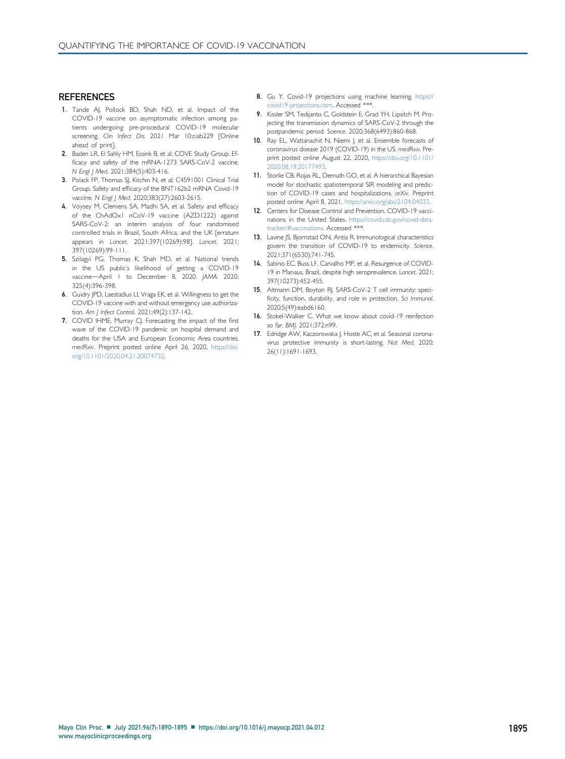## REFERENCES

1. Tande AJ, Pollock BD, Shah ND, et al. Impact of the COVID-19 vaccine on asymptomatic infection among patients undergoing pre-procedural COVID-19 molecular screening. *Clin Infect Dis*. 2021 Mar 10:ciab229 [Online ahead of print].
2. Baden LR, El Sahly HM, Essink B, et al; COVE Study Group. Efficacy and safety of the mRNA-1273 SARS-CoV-2 vaccine. *N Engl J Med*. 2021;384(5):403-416.
3. Polack FP, Thomas SJ, Kitchin N, et al; C4591001 Clinical Trial Group. Safety and efficacy of the BNT162b2 mRNA Covid-19 vaccine. *N Engl J Med*. 2020;383(27):2603-2615.
4. Voysey M, Clemens SA, Madhi SA, et al. Safety and efficacy of the ChAdOx1 nCoV-19 vaccine (AZD1222) against SARS-CoV-2: an interim analysis of four randomised controlled trials in Brazil, South Africa, and the UK [erratum appears in *Lancet*. 2021;397(10269):98]. *Lancet*. 2021; 397(10269):99-111.
5. Szilagyi PG, Thomas K, Shah MD, et al. National trends in the US public's likelihood of getting a COVID-19 vaccine—April 1 to December 8, 2020. *JAMA*. 2020; 325(4):396-398.
6. Guidry JPD, Laestadius LI, Vraga EK, et al. Willingness to get the COVID-19 vaccine with and without emergency use authorization. *Am J Infect Control*. 2021;49(2):137-142.
7. COVID IHME, Murray CJ. Forecasting the impact of the first wave of the COVID-19 pandemic on hospital demand and deaths for the USA and European Economic Area countries. *medRxiv*. Preprint posted online April 26, 2020, https://doi.org/10.1101/2020.04.21.20074732.
8. Gu Y. Covid-19 projections using machine learning. https://covid19-projections.com. Accessed ***.
9. Kissler SM, Tedijanto C, Goldstein E, Grad YH, Lipsitch M. Projecting the transmission dynamics of SARS-CoV-2 through the postpandemic period. *Science*. 2020;368(6493):860-868.
10. Ray EL, Wattanachit N, Niemi J, et al. Ensemble forecasts of coronavirus disease 2019 (COVID-19) in the US. *medRxiv*. Preprint posted online August 22, 2020, https://doi.org/10.1101/2020.08.19.20177493.
11. Storlie CB, Rojas RL, Demuth GO, et al. A hierarchical Bayesian model for stochastic spatiotemporal SIR modeling and prediction of COVID-19 cases and hospitalizations. *arXiv*. Preprint posted online April 8, 2021, https://arxiv.org/abs/2104.04033.
12. Centers for Disease Control and Prevention. COVID-19 vaccinations in the United States. https://covid.cdc.gov/covid-data-tracker/#vaccinations. Accessed ***.
13. Lavine JS, Bjornstad ON, Antia R. Immunological characteristics govern the transition of COVID-19 to endemicity. *Science*. 2021;371(6530):741-745.
14. Sabino EC, Buss LF, Carvalho MP, et al. Resurgence of COVID-19 in Manaus, Brazil, despite high seroprevalence. *Lancet*. 2021; 397(10273):452-455.
15. Altmann DM, Boyton RJ. SARS-CoV-2 T cell immunity: specificity, function, durability, and role in protection. *Sci Immunol*. 2020;5(49):eabd6160.
16. Stokel-Walker C. What we know about covid-19 reinfection so far. *BMJ*. 2021;372:n99.
17. Edridge AW, Kaczorowska J, Hoste AC, et al. Seasonal coronavirus protective immunity is short-lasting. *Nat Med*. 2020; 26(11):1691-1693.